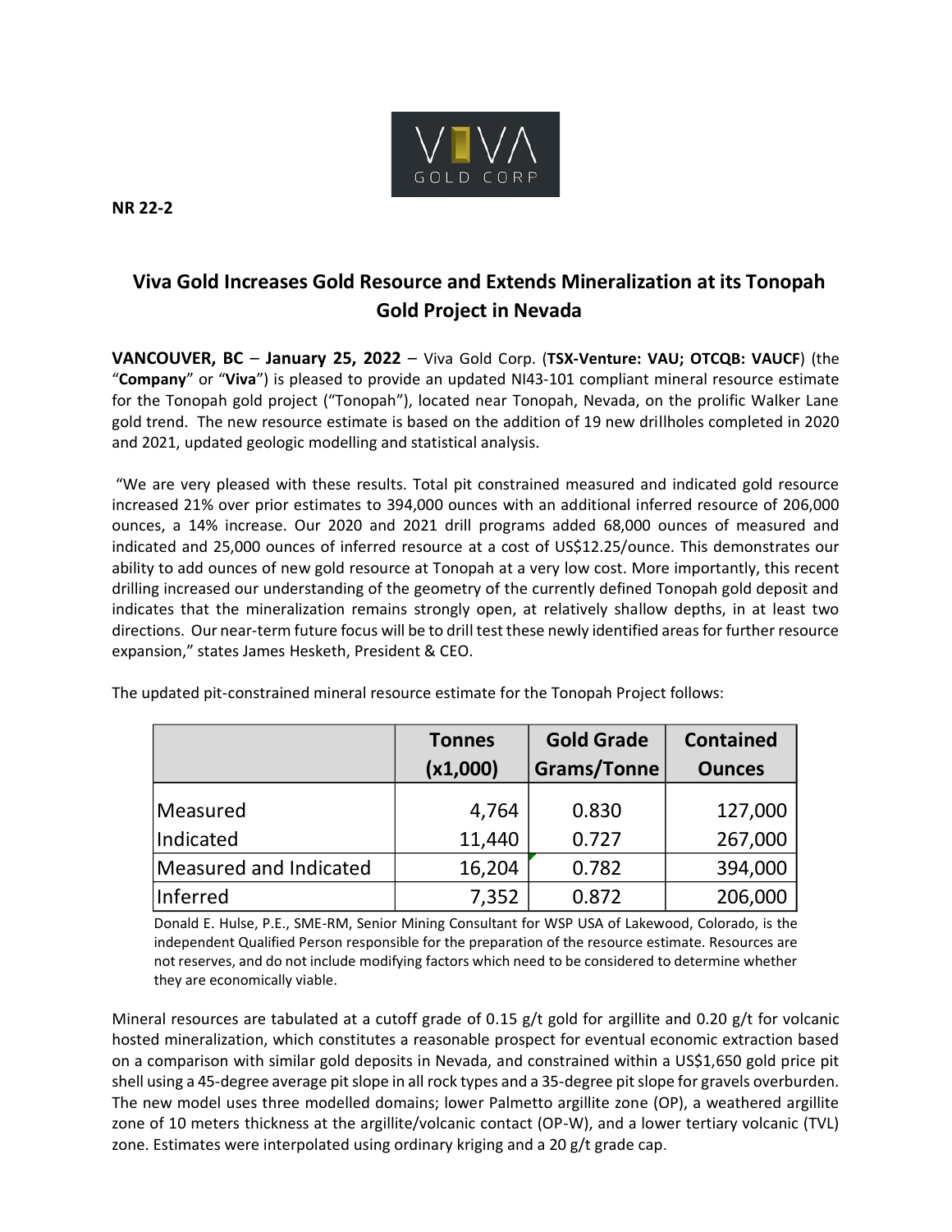**NR 22-2**

# Viva Gold Increases Gold Resource and Extends Mineralization at its Tonopah Gold Project in Nevada

**VANCOUVER, BC** – **January 25, 2022** – Viva Gold Corp. (**TSX-Venture: VAU; OTCQB: VAUCF**) (the "**Company**" or "**Viva**") is pleased to provide an updated NI43-101 compliant mineral resource estimate for the Tonopah gold project ("Tonopah"), located near Tonopah, Nevada, on the prolific Walker Lane gold trend. The new resource estimate is based on the addition of 19 new drillholes completed in 2020 and 2021, updated geologic modelling and statistical analysis.

"We are very pleased with these results. Total pit constrained measured and indicated gold resource increased 21% over prior estimates to 394,000 ounces with an additional inferred resource of 206,000 ounces, a 14% increase. Our 2020 and 2021 drill programs added 68,000 ounces of measured and indicated and 25,000 ounces of inferred resource at a cost of US$12.25/ounce. This demonstrates our ability to add ounces of new gold resource at Tonopah at a very low cost. More importantly, this recent drilling increased our understanding of the geometry of the currently defined Tonopah gold deposit and indicates that the mineralization remains strongly open, at relatively shallow depths, in at least two directions. Our near-term future focus will be to drill test these newly identified areas for further resource expansion," states James Hesketh, President & CEO.

The updated pit-constrained mineral resource estimate for the Tonopah Project follows:

| | Tonnes (x1,000) | Gold Grade Grams/Tonne | Contained Ounces |
|---|---|---|---|
| Measured | 4,764 | 0.830 | 127,000 |
| Indicated | 11,440 | 0.727 | 267,000 |
| Measured and Indicated | 16,204 | 0.782 | 394,000 |
| Inferred | 7,352 | 0.872 | 206,000 |

Donald E. Hulse, P.E., SME-RM, Senior Mining Consultant for WSP USA of Lakewood, Colorado, is the independent Qualified Person responsible for the preparation of the resource estimate. Resources are not reserves, and do not include modifying factors which need to be considered to determine whether they are economically viable.

Mineral resources are tabulated at a cutoff grade of 0.15 g/t gold for argillite and 0.20 g/t for volcanic hosted mineralization, which constitutes a reasonable prospect for eventual economic extraction based on a comparison with similar gold deposits in Nevada, and constrained within a US$1,650 gold price pit shell using a 45-degree average pit slope in all rock types and a 35-degree pit slope for gravels overburden. The new model uses three modelled domains; lower Palmetto argillite zone (OP), a weathered argillite zone of 10 meters thickness at the argillite/volcanic contact (OP-W), and a lower tertiary volcanic (TVL) zone. Estimates were interpolated using ordinary kriging and a 20 g/t grade cap.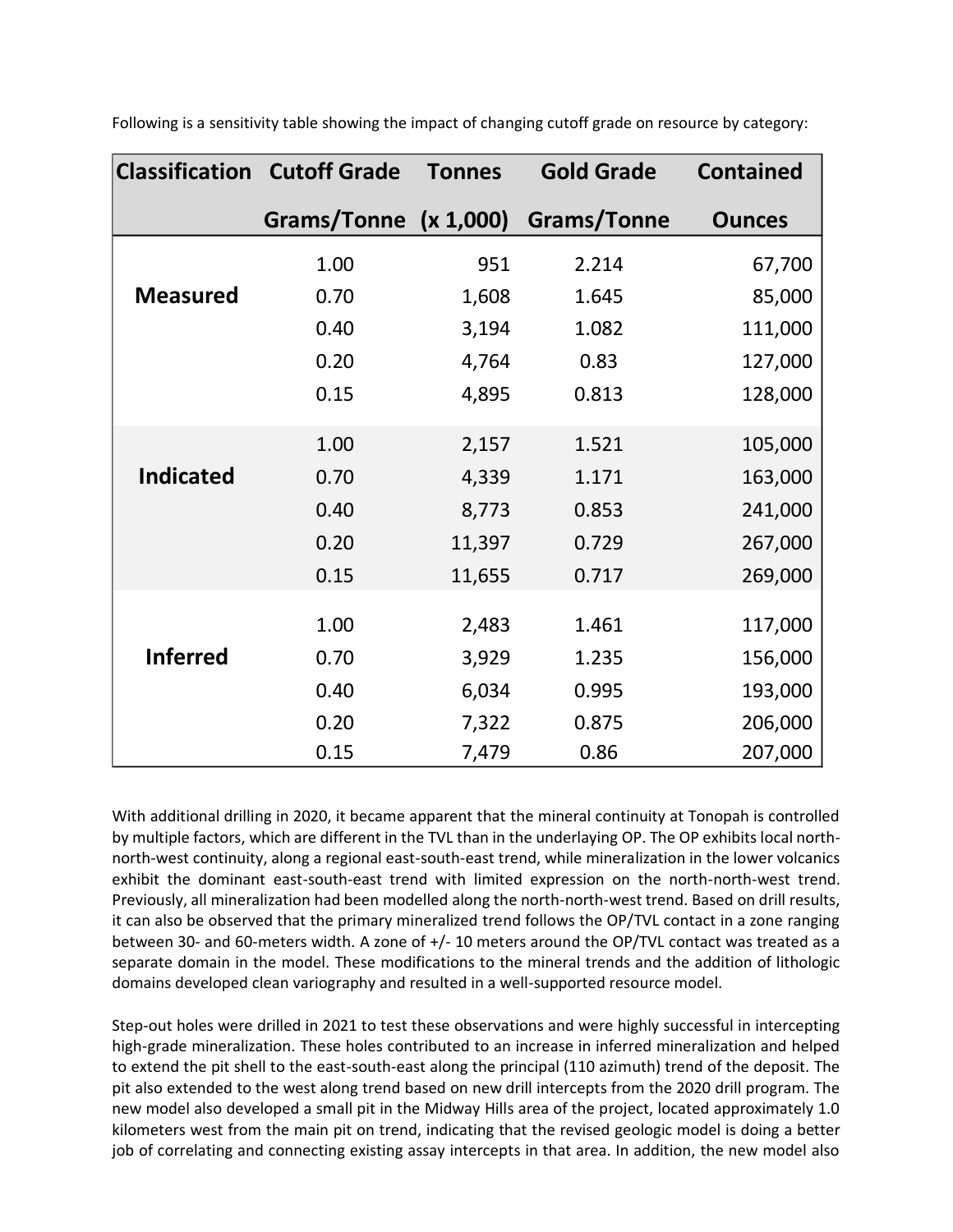Following is a sensitivity table showing the impact of changing cutoff grade on resource by category:

| Classification | Cutoff Grade Grams/Tonne | Tonnes (x 1,000) | Gold Grade Grams/Tonne | Contained Ounces |
|---|---|---|---|---|
| **Measured** | 1.00 | 951 | 2.214 | 67,700 |
| | 0.70 | 1,608 | 1.645 | 85,000 |
| | 0.40 | 3,194 | 1.082 | 111,000 |
| | 0.20 | 4,764 | 0.83 | 127,000 |
| | 0.15 | 4,895 | 0.813 | 128,000 |
| **Indicated** | 1.00 | 2,157 | 1.521 | 105,000 |
| | 0.70 | 4,339 | 1.171 | 163,000 |
| | 0.40 | 8,773 | 0.853 | 241,000 |
| | 0.20 | 11,397 | 0.729 | 267,000 |
| | 0.15 | 11,655 | 0.717 | 269,000 |
| **Inferred** | 1.00 | 2,483 | 1.461 | 117,000 |
| | 0.70 | 3,929 | 1.235 | 156,000 |
| | 0.40 | 6,034 | 0.995 | 193,000 |
| | 0.20 | 7,322 | 0.875 | 206,000 |
| | 0.15 | 7,479 | 0.86 | 207,000 |

With additional drilling in 2020, it became apparent that the mineral continuity at Tonopah is controlled by multiple factors, which are different in the TVL than in the underlaying OP. The OP exhibits local north-north-west continuity, along a regional east-south-east trend, while mineralization in the lower volcanics exhibit the dominant east-south-east trend with limited expression on the north-north-west trend. Previously, all mineralization had been modelled along the north-north-west trend. Based on drill results, it can also be observed that the primary mineralized trend follows the OP/TVL contact in a zone ranging between 30- and 60-meters width. A zone of +/- 10 meters around the OP/TVL contact was treated as a separate domain in the model. These modifications to the mineral trends and the addition of lithologic domains developed clean variography and resulted in a well-supported resource model.

Step-out holes were drilled in 2021 to test these observations and were highly successful in intercepting high-grade mineralization. These holes contributed to an increase in inferred mineralization and helped to extend the pit shell to the east-south-east along the principal (110 azimuth) trend of the deposit. The pit also extended to the west along trend based on new drill intercepts from the 2020 drill program. The new model also developed a small pit in the Midway Hills area of the project, located approximately 1.0 kilometers west from the main pit on trend, indicating that the revised geologic model is doing a better job of correlating and connecting existing assay intercepts in that area. In addition, the new model also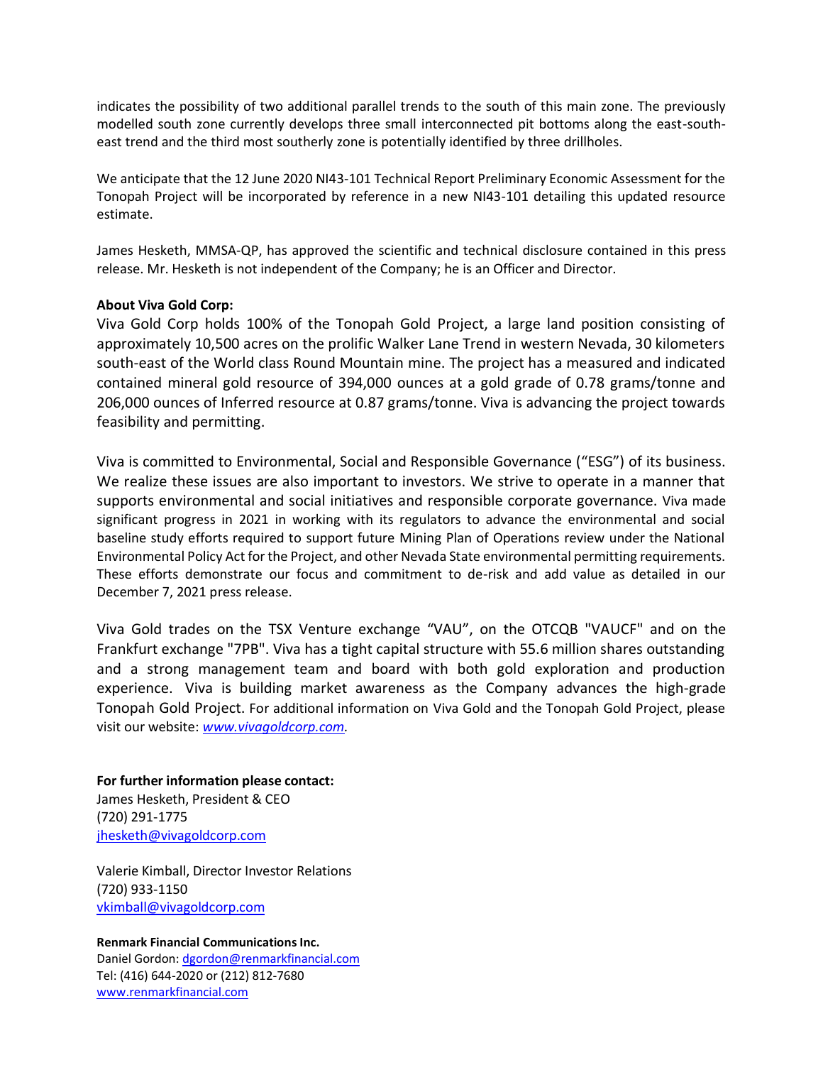indicates the possibility of two additional parallel trends to the south of this main zone. The previously modelled south zone currently develops three small interconnected pit bottoms along the east-south-east trend and the third most southerly zone is potentially identified by three drillholes.

We anticipate that the 12 June 2020 NI43-101 Technical Report Preliminary Economic Assessment for the Tonopah Project will be incorporated by reference in a new NI43-101 detailing this updated resource estimate.

James Hesketh, MMSA-QP, has approved the scientific and technical disclosure contained in this press release. Mr. Hesketh is not independent of the Company; he is an Officer and Director.

**About Viva Gold Corp:**

Viva Gold Corp holds 100% of the Tonopah Gold Project, a large land position consisting of approximately 10,500 acres on the prolific Walker Lane Trend in western Nevada, 30 kilometers south-east of the World class Round Mountain mine. The project has a measured and indicated contained mineral gold resource of 394,000 ounces at a gold grade of 0.78 grams/tonne and 206,000 ounces of Inferred resource at 0.87 grams/tonne. Viva is advancing the project towards feasibility and permitting.

Viva is committed to Environmental, Social and Responsible Governance ("ESG") of its business. We realize these issues are also important to investors. We strive to operate in a manner that supports environmental and social initiatives and responsible corporate governance. Viva made significant progress in 2021 in working with its regulators to advance the environmental and social baseline study efforts required to support future Mining Plan of Operations review under the National Environmental Policy Act for the Project, and other Nevada State environmental permitting requirements. These efforts demonstrate our focus and commitment to de-risk and add value as detailed in our December 7, 2021 press release.

Viva Gold trades on the TSX Venture exchange "VAU", on the OTCQB "VAUCF" and on the Frankfurt exchange "7PB". Viva has a tight capital structure with 55.6 million shares outstanding and a strong management team and board with both gold exploration and production experience. Viva is building market awareness as the Company advances the high-grade Tonopah Gold Project. For additional information on Viva Gold and the Tonopah Gold Project, please visit our website: *[www.vivagoldcorp.com](http://www.vivagoldcorp.com).*

**For further information please contact:**
James Hesketh, President & CEO
(720) 291-1775
[jhesketh@vivagoldcorp.com](mailto:jhesketh@vivagoldcorp.com)

Valerie Kimball, Director Investor Relations
(720) 933-1150
[vkimball@vivagoldcorp.com](mailto:vkimball@vivagoldcorp.com)

**Renmark Financial Communications Inc.**
Daniel Gordon: [dgordon@renmarkfinancial.com](mailto:dgordon@renmarkfinancial.com)
Tel: (416) 644-2020 or (212) 812-7680
[www.renmarkfinancial.com](http://www.renmarkfinancial.com)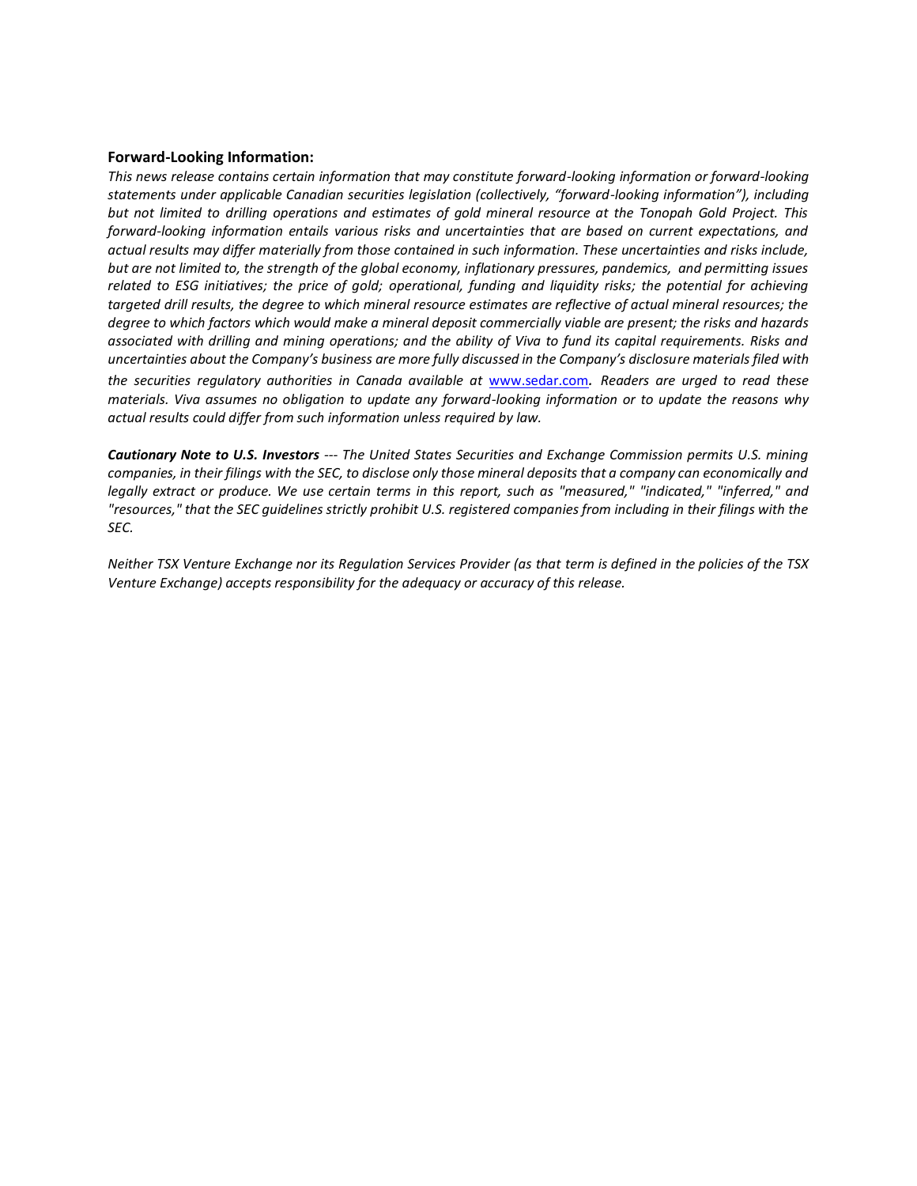**Forward-Looking Information:**

*This news release contains certain information that may constitute forward-looking information or forward-looking statements under applicable Canadian securities legislation (collectively, "forward-looking information"), including but not limited to drilling operations and estimates of gold mineral resource at the Tonopah Gold Project. This forward-looking information entails various risks and uncertainties that are based on current expectations, and actual results may differ materially from those contained in such information. These uncertainties and risks include, but are not limited to, the strength of the global economy, inflationary pressures, pandemics, and permitting issues related to ESG initiatives; the price of gold; operational, funding and liquidity risks; the potential for achieving targeted drill results, the degree to which mineral resource estimates are reflective of actual mineral resources; the degree to which factors which would make a mineral deposit commercially viable are present; the risks and hazards associated with drilling and mining operations; and the ability of Viva to fund its capital requirements. Risks and uncertainties about the Company's business are more fully discussed in the Company's disclosure materials filed with the securities regulatory authorities in Canada available at* [www.sedar.com](http://www.sedar.com)*. Readers are urged to read these materials. Viva assumes no obligation to update any forward-looking information or to update the reasons why actual results could differ from such information unless required by law.*

***Cautionary Note to U.S. Investors*** *--- The United States Securities and Exchange Commission permits U.S. mining companies, in their filings with the SEC, to disclose only those mineral deposits that a company can economically and legally extract or produce. We use certain terms in this report, such as "measured," "indicated," "inferred," and "resources," that the SEC guidelines strictly prohibit U.S. registered companies from including in their filings with the SEC.*

*Neither TSX Venture Exchange nor its Regulation Services Provider (as that term is defined in the policies of the TSX Venture Exchange) accepts responsibility for the adequacy or accuracy of this release.*